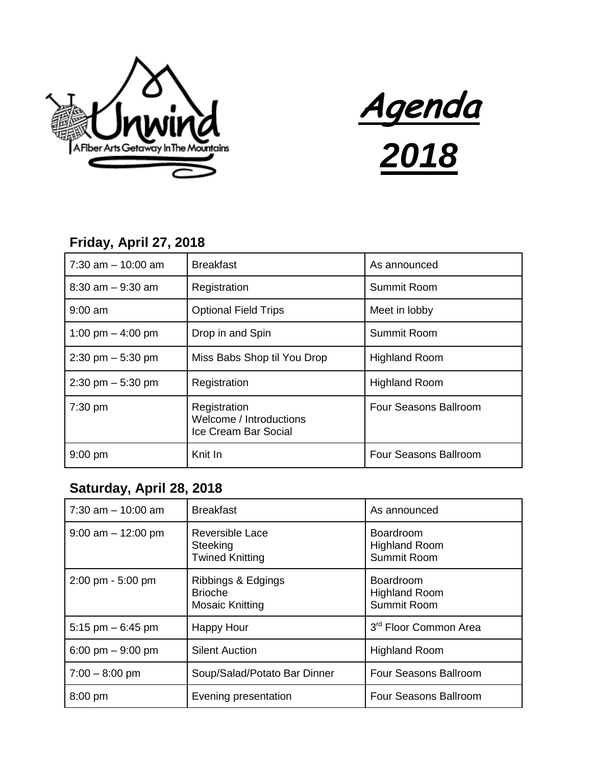Unwind

A Fiber Arts Getaway In The Mountains

# Agenda 2018

## Friday, April 27, 2018

| | | |
|---|---|---|
| 7:30 am – 10:00 am | Breakfast | As announced |
| 8:30 am – 9:30 am | Registration | Summit Room |
| 9:00 am | Optional Field Trips | Meet in lobby |
| 1:00 pm – 4:00 pm | Drop in and Spin | Summit Room |
| 2:30 pm – 5:30 pm | Miss Babs Shop til You Drop | Highland Room |
| 2:30 pm – 5:30 pm | Registration | Highland Room |
| 7:30 pm | Registration<br>Welcome / Introductions<br>Ice Cream Bar Social | Four Seasons Ballroom |
| 9:00 pm | Knit In | Four Seasons Ballroom |

## Saturday, April 28, 2018

| | | |
|---|---|---|
| 7:30 am – 10:00 am | Breakfast | As announced |
| 9:00 am – 12:00 pm | Reversible Lace<br>Steeking<br>Twined Knitting | Boardroom<br>Highland Room<br>Summit Room |
| 2:00 pm - 5:00 pm | Ribbings & Edgings<br>Brioche<br>Mosaic Knitting | Boardroom<br>Highland Room<br>Summit Room |
| 5:15 pm – 6:45 pm | Happy Hour | 3rd Floor Common Area |
| 6:00 pm – 9:00 pm | Silent Auction | Highland Room |
| 7:00 – 8:00 pm | Soup/Salad/Potato Bar Dinner | Four Seasons Ballroom |
| 8:00 pm | Evening presentation | Four Seasons Ballroom |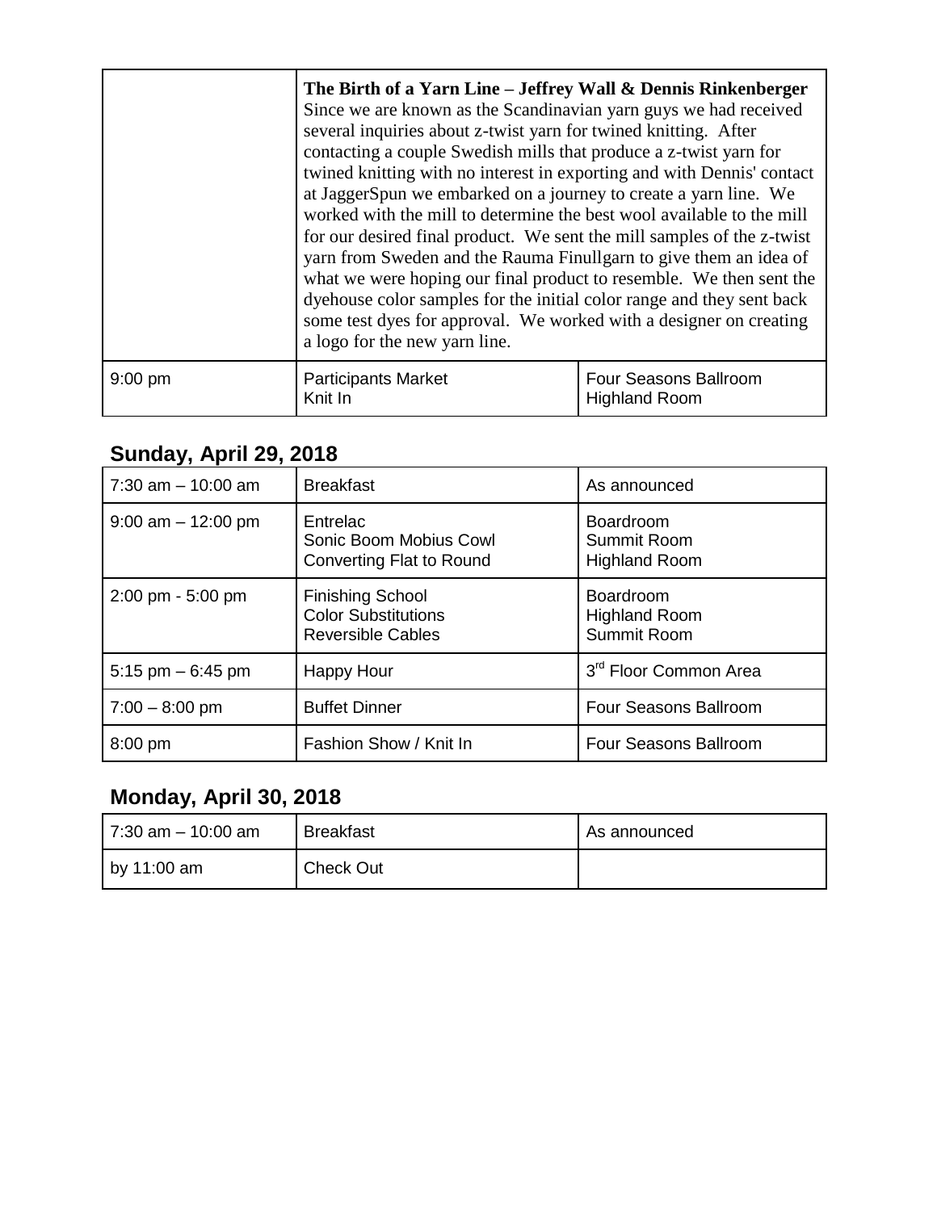| | | |
|---|---|---|
| | **The Birth of a Yarn Line – Jeffrey Wall & Dennis Rinkenberger** Since we are known as the Scandinavian yarn guys we had received several inquiries about z-twist yarn for twined knitting. After contacting a couple Swedish mills that produce a z-twist yarn for twined knitting with no interest in exporting and with Dennis' contact at JaggerSpun we embarked on a journey to create a yarn line. We worked with the mill to determine the best wool available to the mill for our desired final product. We sent the mill samples of the z-twist yarn from Sweden and the Rauma Finullgarn to give them an idea of what we were hoping our final product to resemble. We then sent the dyehouse color samples for the initial color range and they sent back some test dyes for approval. We worked with a designer on creating a logo for the new yarn line. | |
| 9:00 pm | Participants Market<br>Knit In | Four Seasons Ballroom<br>Highland Room |

## Sunday, April 29, 2018

| | | |
|---|---|---|
| 7:30 am – 10:00 am | Breakfast | As announced |
| 9:00 am – 12:00 pm | Entrelac<br>Sonic Boom Mobius Cowl<br>Converting Flat to Round | Boardroom<br>Summit Room<br>Highland Room |
| 2:00 pm - 5:00 pm | Finishing School<br>Color Substitutions<br>Reversible Cables | Boardroom<br>Highland Room<br>Summit Room |
| 5:15 pm – 6:45 pm | Happy Hour | 3rd Floor Common Area |
| 7:00 – 8:00 pm | Buffet Dinner | Four Seasons Ballroom |
| 8:00 pm | Fashion Show / Knit In | Four Seasons Ballroom |

## Monday, April 30, 2018

| | | |
|---|---|---|
| 7:30 am – 10:00 am | Breakfast | As announced |
| by 11:00 am | Check Out | |